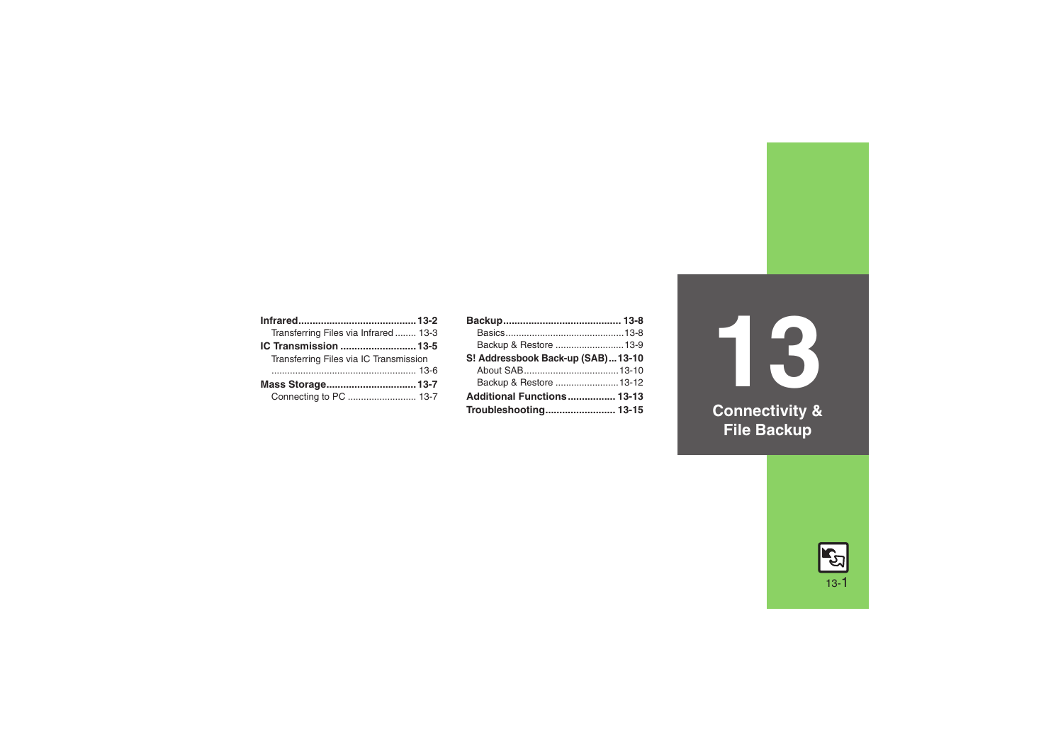# 13

# Connectivity & File Backup

**Infrared** ........................................ **13-2**
- Transferring Files via Infrared ........ 13-3

**IC Transmission** .......................... **13-5**
- Transferring Files via IC Transmission ...................................................... 13-6

**Mass Storage** ............................... **13-7**
- Connecting to PC .......................... 13-7

**Backup** ......................................... **13-8**
- Basics ............................................ 13-8
- Backup & Restore .......................... 13-9

**S! Addressbook Back-up (SAB)** ... **13-10**
- About SAB ..................................... 13-10
- Backup & Restore ......................... 13-12

**Additional Functions** ................. **13-13**

**Troubleshooting** ......................... **13-15**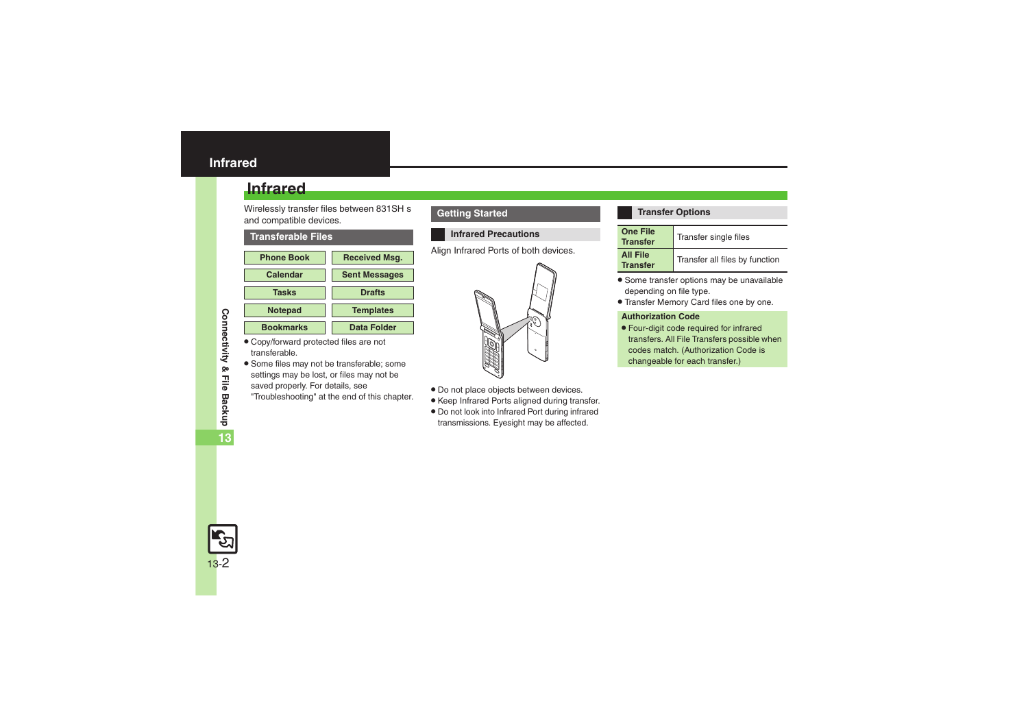# Infrared

Wirelessly transfer files between 831SH s and compatible devices.

## Transferable Files

| | |
|---|---|
| Phone Book | Received Msg. |
| Calendar | Sent Messages |
| Tasks | Drafts |
| Notepad | Templates |
| Bookmarks | Data Folder |

- Copy/forward protected files are not transferable.
- Some files may not be transferable; some settings may be lost, or files may not be saved properly. For details, see "Troubleshooting" at the end of this chapter.

## Getting Started

### Infrared Precautions

Align Infrared Ports of both devices.

- Do not place objects between devices.
- Keep Infrared Ports aligned during transfer.
- Do not look into Infrared Port during infrared transmissions. Eyesight may be affected.

### Transfer Options

| | |
|---|---|
| **One File Transfer** | Transfer single files |
| **All File Transfer** | Transfer all files by function |

- Some transfer options may be unavailable depending on file type.
- Transfer Memory Card files one by one.

**Authorization Code**

- Four-digit code required for infrared transfers. All File Transfers possible when codes match. (Authorization Code is changeable for each transfer.)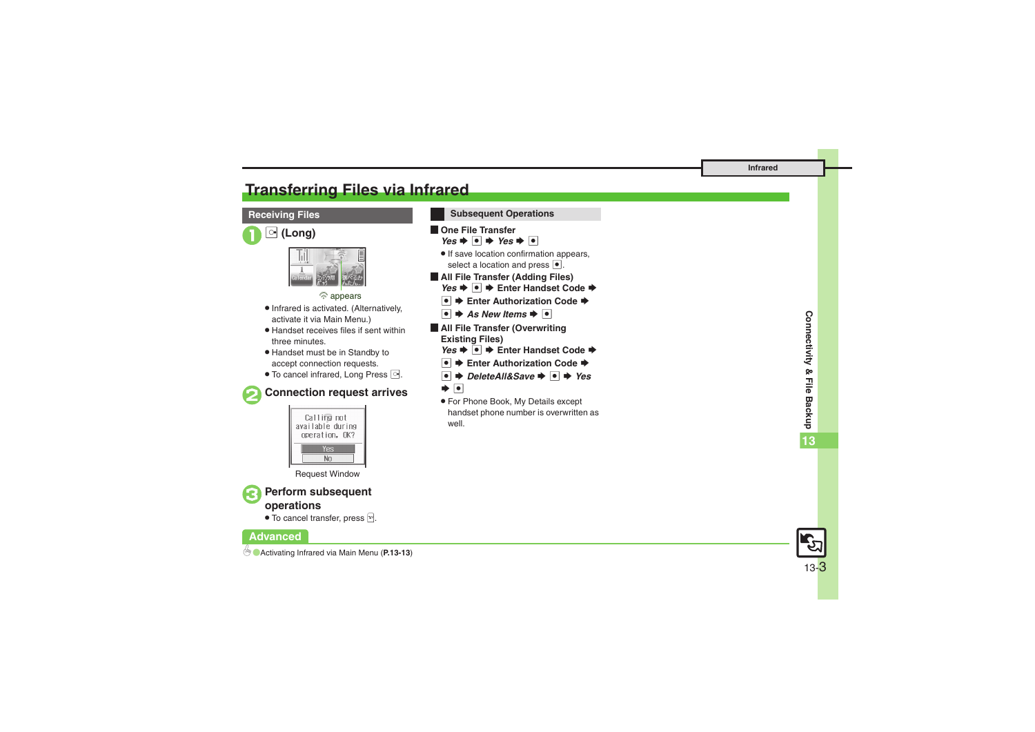# Transferring Files via Infrared

## Receiving Files

**1** ⊡ (Long)

ᯤ appears

- Infrared is activated. (Alternatively, activate it via Main Menu.)
- Handset receives files if sent within three minutes.
- Handset must be in Standby to accept connection requests.
- To cancel infrared, Long Press ⊡.

**2 Connection request arrives**

Request Window

**3 Perform subsequent operations**

- To cancel transfer, press ⊡.

## Subsequent Operations

### One File Transfer

*Yes* ➡ ● ➡ *Yes* ➡ ●

- If save location confirmation appears, select a location and press ●.

### All File Transfer (Adding Files)

*Yes* ➡ ● ➡ **Enter Handset Code** ➡ ● ➡ **Enter Authorization Code** ➡ ● ➡ *As New Items* ➡ ●

### All File Transfer (Overwriting Existing Files)

*Yes* ➡ ● ➡ **Enter Handset Code** ➡ ● ➡ **Enter Authorization Code** ➡ ● ➡ *DeleteAll&Save* ➡ ● ➡ *Yes* ➡ ●

- For Phone Book, My Details except handset phone number is overwritten as well.

## Advanced

Activating Infrared via Main Menu (**P.13-13**)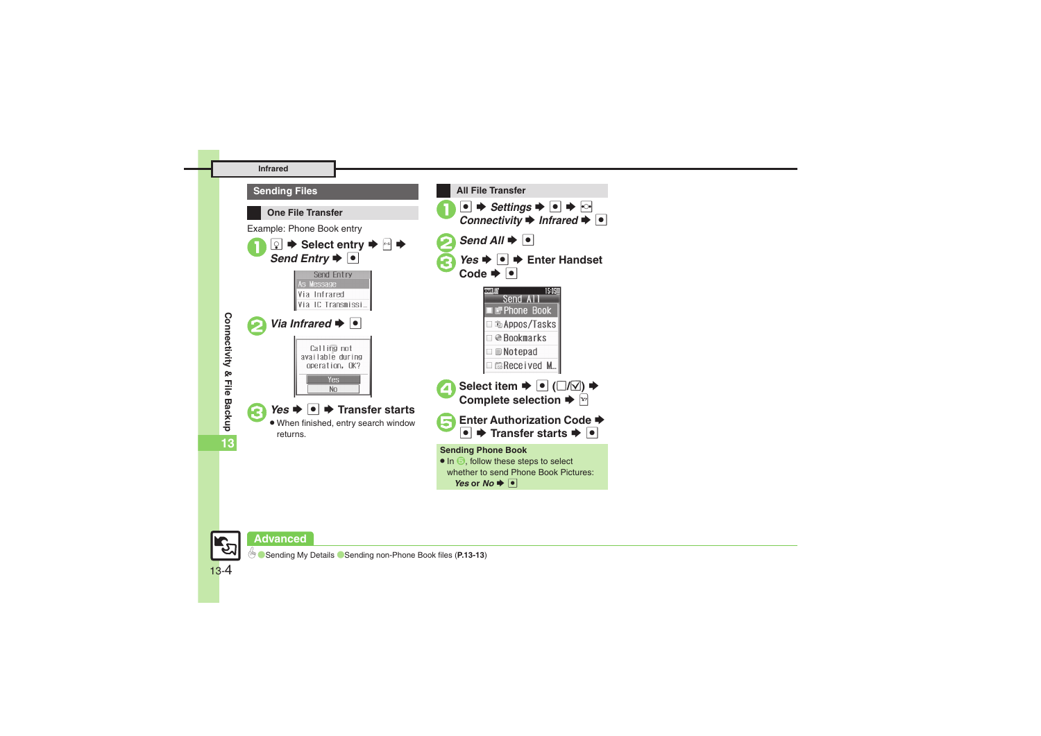## Infrared

### Sending Files

#### One File Transfer

Example: Phone Book entry

1. ▯ ➡ **Select entry** ➡ ▯ ➡ ***Send Entry*** ➡ ●

   Send Entry
   As Message
   Via Infrared
   Via IC Transmissi…

2. ***Via Infrared*** ➡ ●

   Calling not available during operation, OK?
   Yes
   No

3. ***Yes*** ➡ ● ➡ **Transfer starts**
   - When finished, entry search window returns.

#### All File Transfer

1. ● ➡ ***Settings*** ➡ ● ➡ ▯ ***Connectivity*** ➡ ***Infrared*** ➡ ●
2. ***Send All*** ➡ ●
3. ***Yes*** ➡ ● ➡ **Enter Handset Code** ➡ ●

   Send All
   ■ Phone Book
   □ Appos/Tasks
   □ Bookmarks
   □ Notepad
   □ Received M…

4. **Select item** ➡ ● (□/☑) ➡ **Complete selection** ➡ ▯
5. **Enter Authorization Code** ➡ ● ➡ **Transfer starts** ➡ ●

**Sending Phone Book**
- In 5, follow these steps to select whether to send Phone Book Pictures: ***Yes*** or ***No*** ➡ ●

Connectivity & File Backup

**Advanced**

● Sending My Details ● Sending non-Phone Book files (**P.13-13**)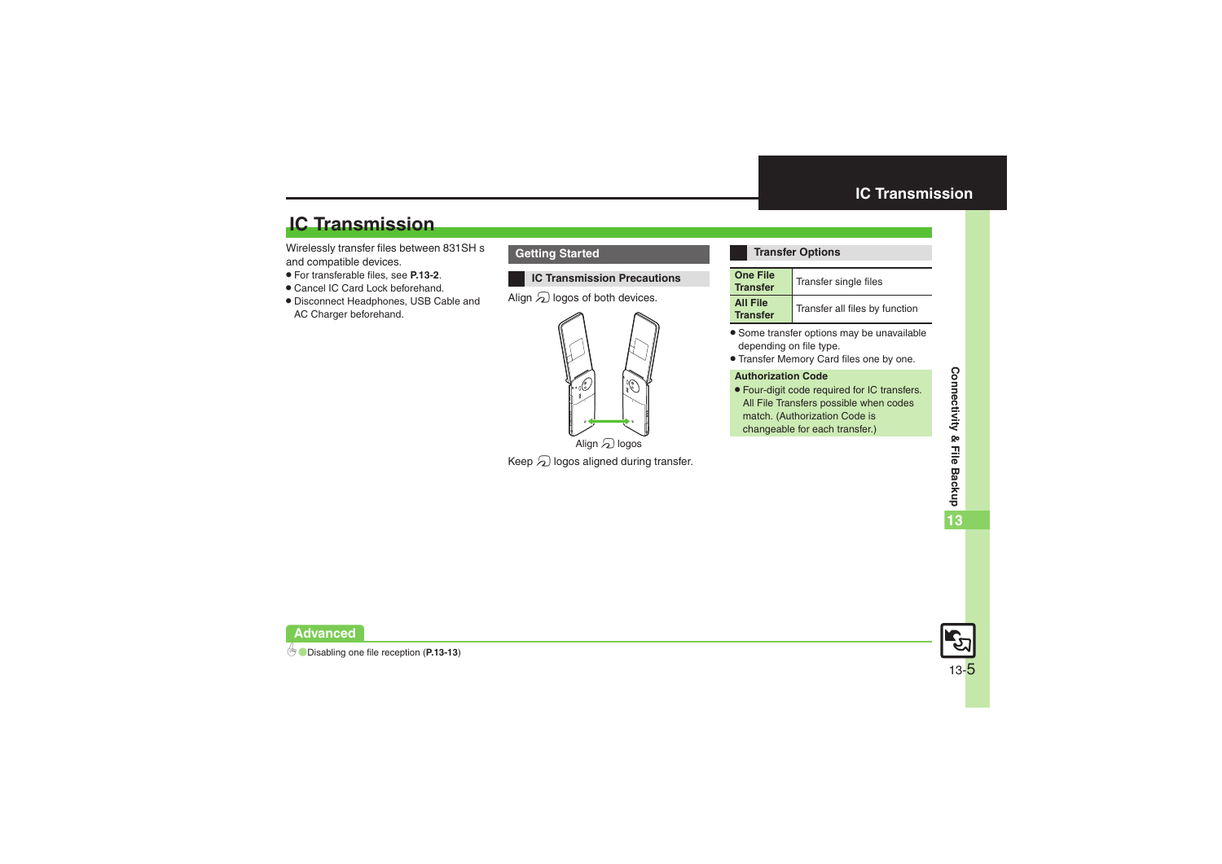# IC Transmission

Wirelessly transfer files between 831SH s and compatible devices.

- For transferable files, see **P.13-2**.
- Cancel IC Card Lock beforehand.
- Disconnect Headphones, USB Cable and AC Charger beforehand.

## Getting Started

### IC Transmission Precautions

Align logos of both devices.

Align logos

Keep logos aligned during transfer.

### Transfer Options

| | |
|---|---|
| **One File Transfer** | Transfer single files |
| **All File Transfer** | Transfer all files by function |

- Some transfer options may be unavailable depending on file type.
- Transfer Memory Card files one by one.

**Authorization Code**

- Four-digit code required for IC transfers. All File Transfers possible when codes match. (Authorization Code is changeable for each transfer.)

**Advanced**

Disabling one file reception (**P.13-13**)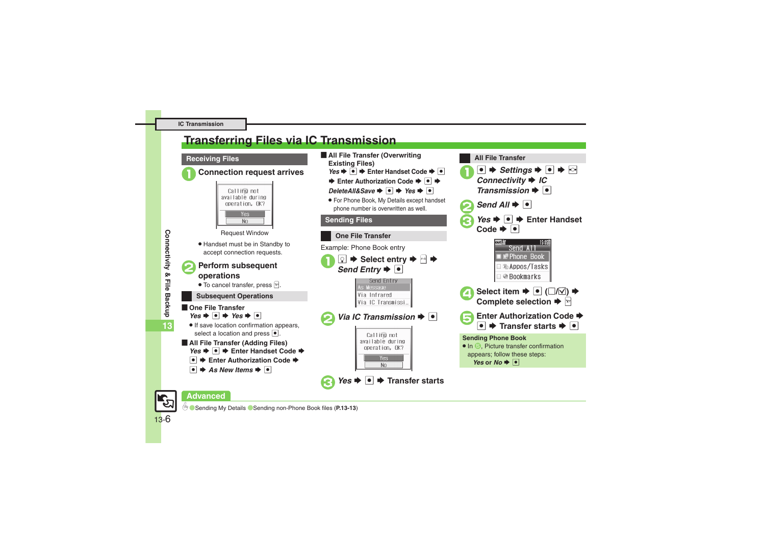IC Transmission

# Transferring Files via IC Transmission

## Receiving Files

**1 Connection request arrives**

Calling not available during operation. OK?
Yes
No

Request Window

- Handset must be in Standby to accept connection requests.

**2 Perform subsequent operations**

- To cancel transfer, press [Y!].

### Subsequent Operations

**One File Transfer**

*Yes* ➡ [●] ➡ *Yes* ➡ [●]

- If save location confirmation appears, select a location and press [●].

**All File Transfer (Adding Files)**

*Yes* ➡ [●] ➡ **Enter Handset Code** ➡ [●] ➡ **Enter Authorization Code** ➡ [●] ➡ *As New Items* ➡ [●]

**All File Transfer (Overwriting Existing Files)**

*Yes* ➡ [●] ➡ **Enter Handset Code** ➡ [●] ➡ **Enter Authorization Code** ➡ [●] ➡ *DeleteAll&Save* ➡ [●] ➡ *Yes* ➡ [●]

- For Phone Book, My Details except handset phone number is overwritten as well.

## Sending Files

### One File Transfer

Example: Phone Book entry

**1** [Phone Book key] ➡ **Select entry** ➡ [Menu] ➡ *Send Entry* ➡ [●]

Send Entry
As Message
Via Infrared
Via IC Transmissi…

**2** *Via IC Transmission* ➡ [●]

Calling not available during operation. OK?
Yes
No

**3** *Yes* ➡ [●] ➡ **Transfer starts**

### All File Transfer

**1** [●] ➡ *Settings* ➡ [●] ➡ [◦] *Connectivity* ➡ *IC Transmission* ➡ [●]

**2** *Send All* ➡ [●]

**3** *Yes* ➡ [●] ➡ **Enter Handset Code** ➡ [●]

Send All
Phone Book
Appos/Tasks
Bookmarks

**4** **Select item** ➡ [●] (☐/☑) ➡ **Complete selection** ➡ [Y!]

**5** **Enter Authorization Code** ➡ [●] ➡ **Transfer starts** ➡ [●]

**Sending Phone Book**

- In 5, Picture transfer confirmation appears; follow these steps:
  *Yes* or *No* ➡ [●]

**Advanced**

Sending My Details ● Sending non-Phone Book files (**P.13-13**)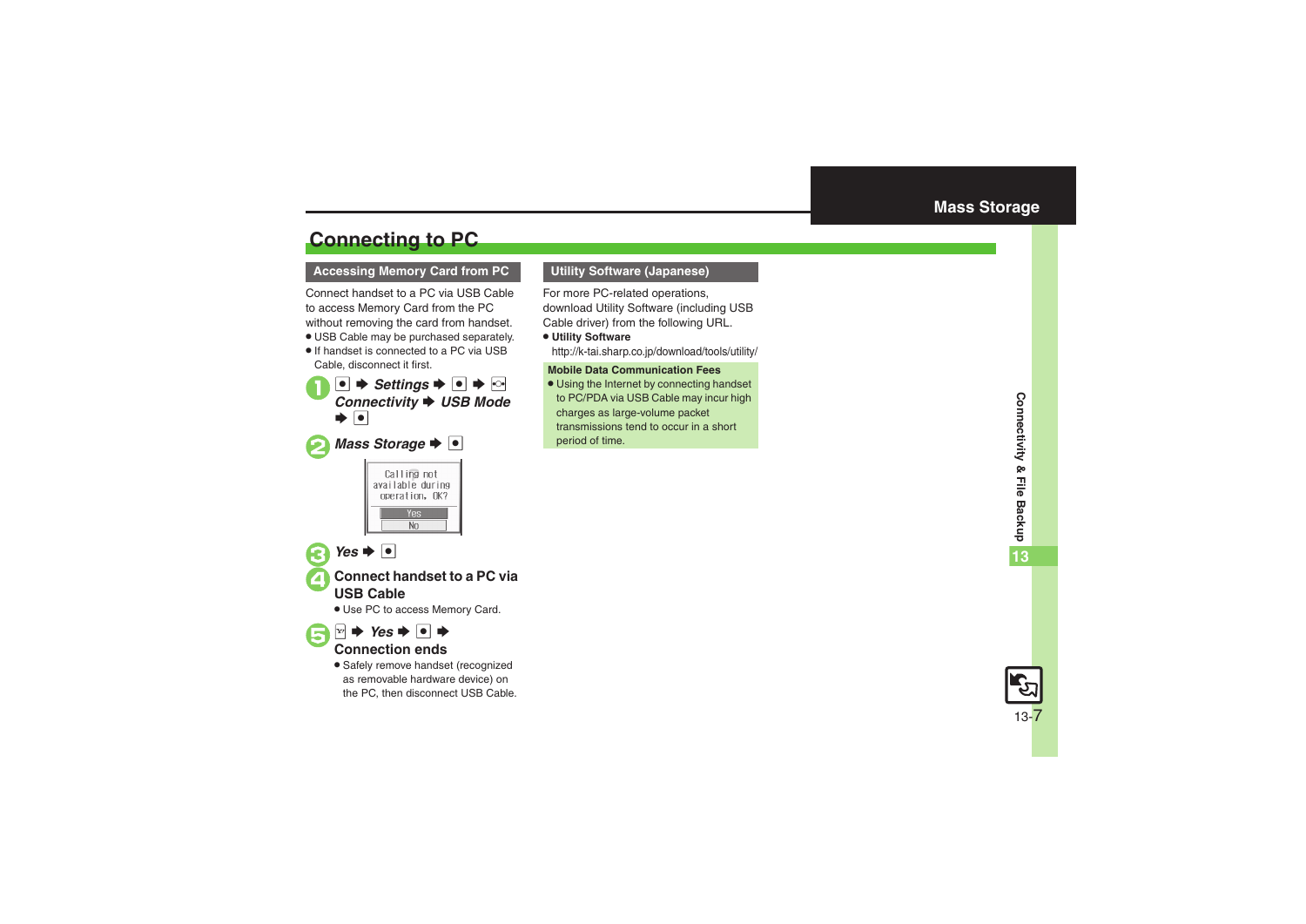## Connecting to PC

### Accessing Memory Card from PC

Connect handset to a PC via USB Cable to access Memory Card from the PC without removing the card from handset.

- USB Cable may be purchased separately.
- If handset is connected to a PC via USB Cable, disconnect it first.

1. ● ➡ *Settings* ➡ ● ➡ ○ *Connectivity* ➡ *USB Mode* ➡ ●
2. *Mass Storage* ➡ ●

   Calling not available during operation. OK?
   Yes
   No

3. *Yes* ➡ ●
4. **Connect handset to a PC via USB Cable**
   - Use PC to access Memory Card.
5. ✉ ➡ *Yes* ➡ ● ➡ **Connection ends**
   - Safely remove handset (recognized as removable hardware device) on the PC, then disconnect USB Cable.

### Utility Software (Japanese)

For more PC-related operations, download Utility Software (including USB Cable driver) from the following URL.

- **Utility Software**

  http://k-tai.sharp.co.jp/download/tools/utility/

**Mobile Data Communication Fees**

- Using the Internet by connecting handset to PC/PDA via USB Cable may incur high charges as large-volume packet transmissions tend to occur in a short period of time.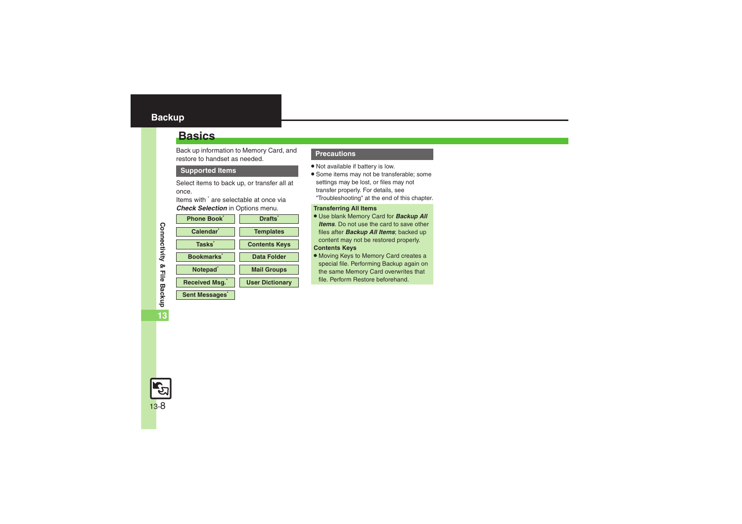# Backup

## Basics

Back up information to Memory Card, and restore to handset as needed.

### Supported Items

Select items to back up, or transfer all at once.

Items with * are selectable at once via ***Check Selection*** in Options menu.

| | |
|---|---|
| Phone Book* | Drafts* |
| Calendar* | Templates |
| Tasks* | Contents Keys |
| Bookmarks* | Data Folder |
| Notepad* | Mail Groups |
| Received Msg.* | User Dictionary |
| Sent Messages* | |

### Precautions

- Not available if battery is low.
- Some items may not be transferable; some settings may be lost, or files may not transfer properly. For details, see "Troubleshooting" at the end of this chapter.

**Transferring All Items**

- Use blank Memory Card for ***Backup All Items***. Do not use the card to save other files after ***Backup All Items***; backed up content may not be restored properly.

**Contents Keys**

- Moving Keys to Memory Card creates a special file. Performing Backup again on the same Memory Card overwrites that file. Perform Restore beforehand.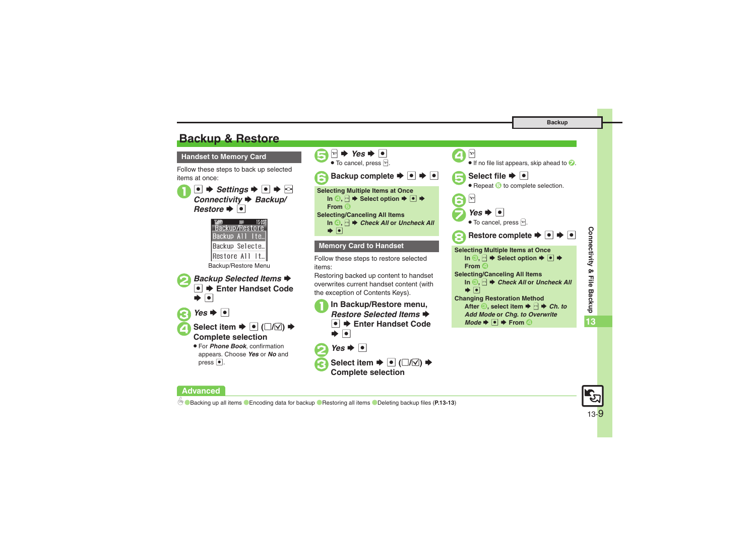# Backup & Restore

## Handset to Memory Card

Follow these steps to back up selected items at once:

1. ● ➡ *Settings* ➡ ● ➡ ⊡ *Connectivity* ➡ *Backup/ Restore* ➡ ●

Backup/Restore
Backup All Ite…
Backup Selecte…
Restore All It…

Backup/Restore Menu

2. *Backup Selected Items* ➡ ● ➡ Enter Handset Code ➡ ●
3. *Yes* ➡ ●
4. Select item ➡ ● (☐/☑) ➡ Complete selection
   - For *Phone Book*, confirmation appears. Choose *Yes* or *No* and press ●.
5. ☒ ➡ *Yes* ➡ ●
   - To cancel, press ☒.
6. Backup complete ➡ ● ➡ ●

**Selecting Multiple Items at Once**
In 4, ☐ ➡ Select option ➡ ● ➡ From 5

**Selecting/Canceling All Items**
In 4, ☐ ➡ *Check All* or *Uncheck All* ➡ ●

## Memory Card to Handset

Follow these steps to restore selected items:

Restoring backed up content to handset overwrites current handset content (with the exception of Contents Keys).

1. In Backup/Restore menu, *Restore Selected Items* ➡ ● ➡ Enter Handset Code ➡ ●
2. *Yes* ➡ ●
3. Select item ➡ ● (☐/☑) ➡ Complete selection
4. ☒
   - If no file list appears, skip ahead to 7.
5. Select file ➡ ●
   - Repeat 5 to complete selection.
6. ☒
7. *Yes* ➡ ●
   - To cancel, press ☒.
8. Restore complete ➡ ● ➡ ●

**Selecting Multiple Items at Once**
In 3, ☐ ➡ Select option ➡ ● ➡ From 4

**Selecting/Canceling All Items**
In 3, ☐ ➡ *Check All* or *Uncheck All* ➡ ●

**Changing Restoration Method**
After 3, select item ➡ ☐ ➡ *Ch. to Add Mode* or *Chg. to Overwrite Mode* ➡ ● ➡ From 4

## Advanced

Backing up all items · Encoding data for backup · Restoring all items · Deleting backup files (P.13-13)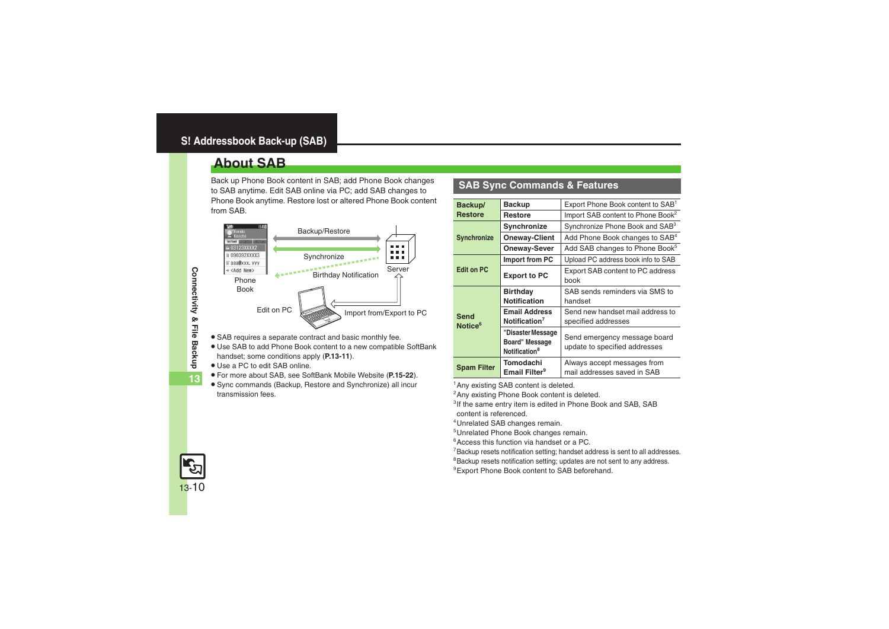## S! Addressbook Back-up (SAB)

# About SAB

Back up Phone Book content in SAB; add Phone Book changes to SAB anytime. Edit SAB online via PC; add SAB changes to Phone Book anytime. Restore lost or altered Phone Book content from SAB.

- SAB requires a separate contract and basic monthly fee.
- Use SAB to add Phone Book content to a new compatible SoftBank handset; some conditions apply (**P.13-11**).
- Use a PC to edit SAB online.
- For more about SAB, see SoftBank Mobile Website (**P.15-22**).
- Sync commands (Backup, Restore and Synchronize) all incur transmission fees.

## SAB Sync Commands & Features

| | | |
|---|---|---|
| **Backup/ Restore** | **Backup** | Export Phone Book content to SAB[1] |
| | **Restore** | Import SAB content to Phone Book[2] |
| **Synchronize** | **Synchronize** | Synchronize Phone Book and SAB[3] |
| | **Oneway-Client** | Add Phone Book changes to SAB[4] |
| | **Oneway-Sever** | Add SAB changes to Phone Book[5] |
| **Edit on PC** | **Import from PC** | Upload PC address book info to SAB |
| | **Export to PC** | Export SAB content to PC address book |
| **Send Notice**[6] | **Birthday Notification** | SAB sends reminders via SMS to handset |
| | **Email Address Notification**[7] | Send new handset mail address to specified addresses |
| | **"Disaster Message Board" Message Notification**[8] | Send emergency message board update to specified addresses |
| **Spam Filter** | **Tomodachi Email Filter**[9] | Always accept messages from mail addresses saved in SAB |

[1] Any existing SAB content is deleted.
[2] Any existing Phone Book content is deleted.
[3] If the same entry item is edited in Phone Book and SAB, SAB content is referenced.
[4] Unrelated SAB changes remain.
[5] Unrelated Phone Book changes remain.
[6] Access this function via handset or a PC.
[7] Backup resets notification setting; handset address is sent to all addresses.
[8] Backup resets notification setting; updates are not sent to any address.
[9] Export Phone Book content to SAB beforehand.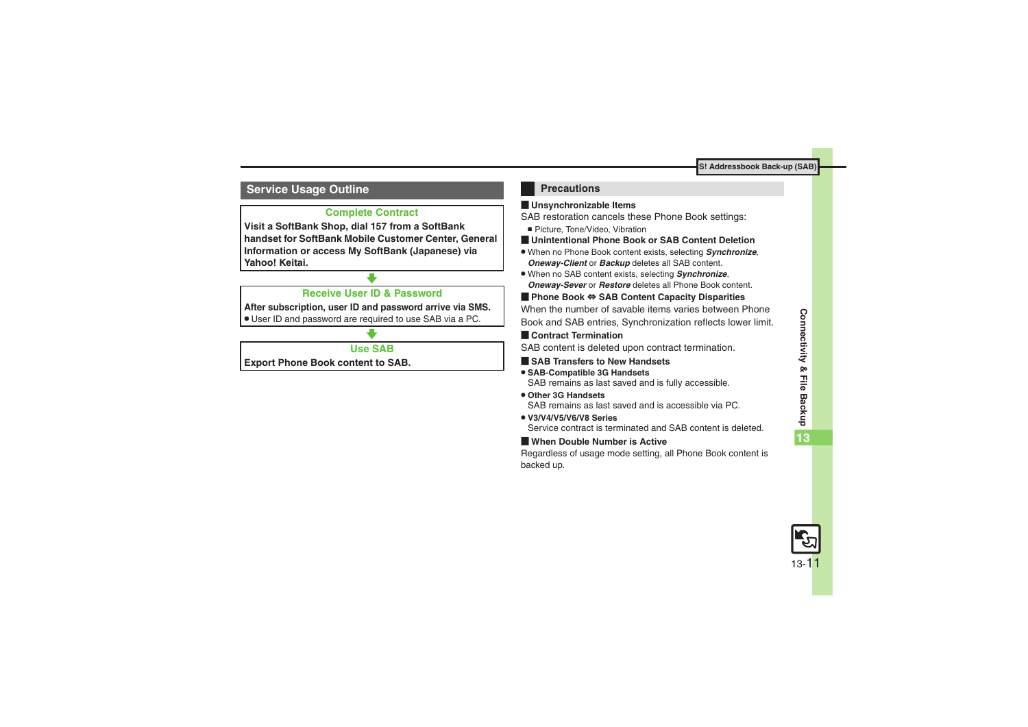## Service Usage Outline

**Complete Contract**

**Visit a SoftBank Shop, dial 157 from a SoftBank handset for SoftBank Mobile Customer Center, General Information or access My SoftBank (Japanese) via Yahoo! Keitai.**

**Receive User ID & Password**

**After subscription, user ID and password arrive via SMS.**

- User ID and password are required to use SAB via a PC.

**Use SAB**

**Export Phone Book content to SAB.**

## Precautions

### Unsynchronizable Items

SAB restoration cancels these Phone Book settings:

- Picture, Tone/Video, Vibration

### Unintentional Phone Book or SAB Content Deletion

- When no Phone Book content exists, selecting ***Synchronize***, ***Oneway-Client*** or ***Backup*** deletes all SAB content.
- When no SAB content exists, selecting ***Synchronize***, ***Oneway-Sever*** or ***Restore*** deletes all Phone Book content.

### Phone Book ⇔ SAB Content Capacity Disparities

When the number of savable items varies between Phone Book and SAB entries, Synchronization reflects lower limit.

### Contract Termination

SAB content is deleted upon contract termination.

### SAB Transfers to New Handsets

- **SAB-Compatible 3G Handsets**
  SAB remains as last saved and is fully accessible.
- **Other 3G Handsets**
  SAB remains as last saved and is accessible via PC.
- **V3/V4/V5/V6/V8 Series**
  Service contract is terminated and SAB content is deleted.

### When Double Number is Active

Regardless of usage mode setting, all Phone Book content is backed up.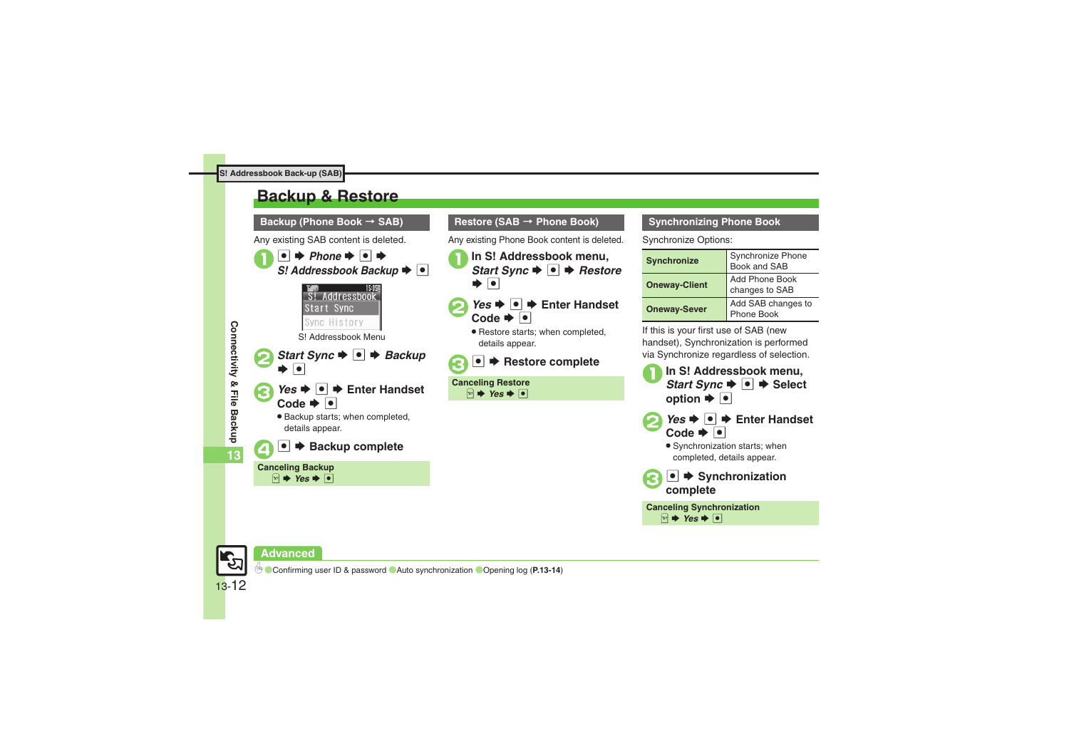S! Addressbook Back-up (SAB)

# Backup & Restore

## Backup (Phone Book → SAB)

Any existing SAB content is deleted.

1. ● ➡ *Phone* ➡ ● ➡ *S! Addressbook Backup* ➡ ●

S! Addressbook Menu

2. *Start Sync* ➡ ● ➡ *Backup* ➡ ●
3. *Yes* ➡ ● ➡ Enter Handset Code ➡ ●
   - Backup starts; when completed, details appear.
4. ● ➡ Backup complete

**Canceling Backup**
➡ *Yes* ➡ ●

## Restore (SAB → Phone Book)

Any existing Phone Book content is deleted.

1. In S! Addressbook menu, *Start Sync* ➡ ● ➡ *Restore* ➡ ●
2. *Yes* ➡ ● ➡ Enter Handset Code ➡ ●
   - Restore starts; when completed, details appear.
3. ● ➡ Restore complete

**Canceling Restore**
➡ *Yes* ➡ ●

## Synchronizing Phone Book

Synchronize Options:

| | |
|---|---|
| **Synchronize** | Synchronize Phone Book and SAB |
| **Oneway-Client** | Add Phone Book changes to SAB |
| **Oneway-Sever** | Add SAB changes to Phone Book |

If this is your first use of SAB (new handset), Synchronization is performed via Synchronize regardless of selection.

1. In S! Addressbook menu, *Start Sync* ➡ ● ➡ Select option ➡ ●
2. *Yes* ➡ ● ➡ Enter Handset Code ➡ ●
   - Synchronization starts; when completed, details appear.
3. ● ➡ Synchronization complete

**Canceling Synchronization**
➡ *Yes* ➡ ●

**Advanced**

Confirming user ID & password · Auto synchronization · Opening log (**P.13-14**)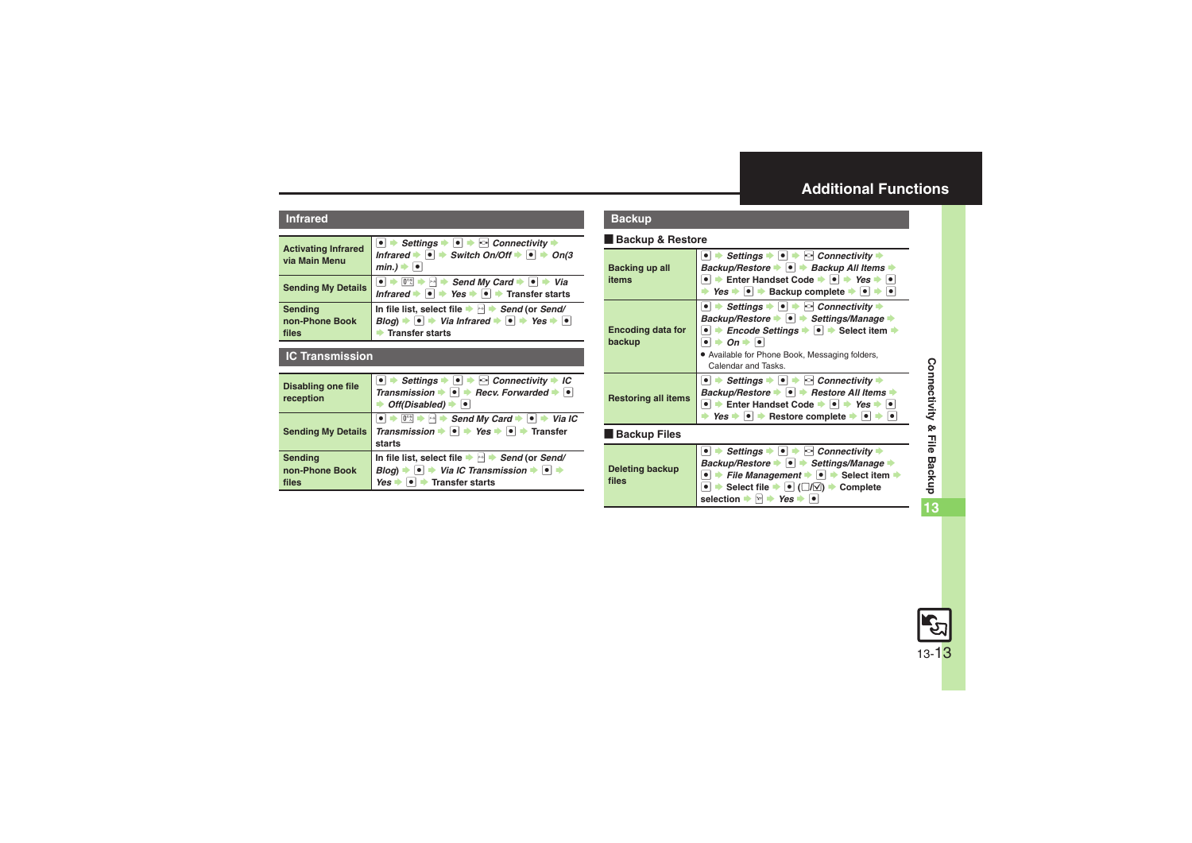# Additional Functions

## Infrared

| | |
|---|---|
| **Activating Infrared via Main Menu** | ● → *Settings* → ● → *Connectivity* → *Infrared* → ● → *Switch On/Off* → ● → *On(3 min.)* → ● |
| **Sending My Details** | ● → 0 → ✉ → *Send My Card* → ● → *Via Infrared* → ● → *Yes* → ● → Transfer starts |
| **Sending non-Phone Book files** | In file list, select file → ✉ → *Send* (or *Send/Blog*) → ● → *Via Infrared* → ● → *Yes* → ● → Transfer starts |

## IC Transmission

| | |
|---|---|
| **Disabling one file reception** | ● → *Settings* → ● → *Connectivity* → *IC Transmission* → ● → *Recv. Forwarded* → ● → *Off(Disabled)* → ● |
| **Sending My Details** | ● → 0 → ✉ → *Send My Card* → ● → *Via IC Transmission* → ● → *Yes* → ● → Transfer starts |
| **Sending non-Phone Book files** | In file list, select file → ✉ → *Send* (or *Send/Blog*) → ● → *Via IC Transmission* → ● → *Yes* → ● → Transfer starts |

## Backup

### Backup & Restore

| | |
|---|---|
| **Backing up all items** | ● → *Settings* → ● → *Connectivity* → *Backup/Restore* → ● → *Backup All Items* → ● → Enter Handset Code → ● → *Yes* → ● → *Yes* → ● → Backup complete → ● → ● |
| **Encoding data for backup** | ● → *Settings* → ● → *Connectivity* → *Backup/Restore* → ● → *Settings/Manage* → ● → *Encode Settings* → ● → Select item → ● → *On* → ● <br>• Available for Phone Book, Messaging folders, Calendar and Tasks. |
| **Restoring all items** | ● → *Settings* → ● → *Connectivity* → *Backup/Restore* → ● → *Restore All Items* → ● → Enter Handset Code → ● → *Yes* → ● → *Yes* → ● → Restore complete → ● → ● |

### Backup Files

| | |
|---|---|
| **Deleting backup files** | ● → *Settings* → ● → *Connectivity* → *Backup/Restore* → ● → *Settings/Manage* → ● → *File Management* → ● → Select item → ● → Select file → ● (☐/☑) → Complete selection → ✉ → *Yes* → ● |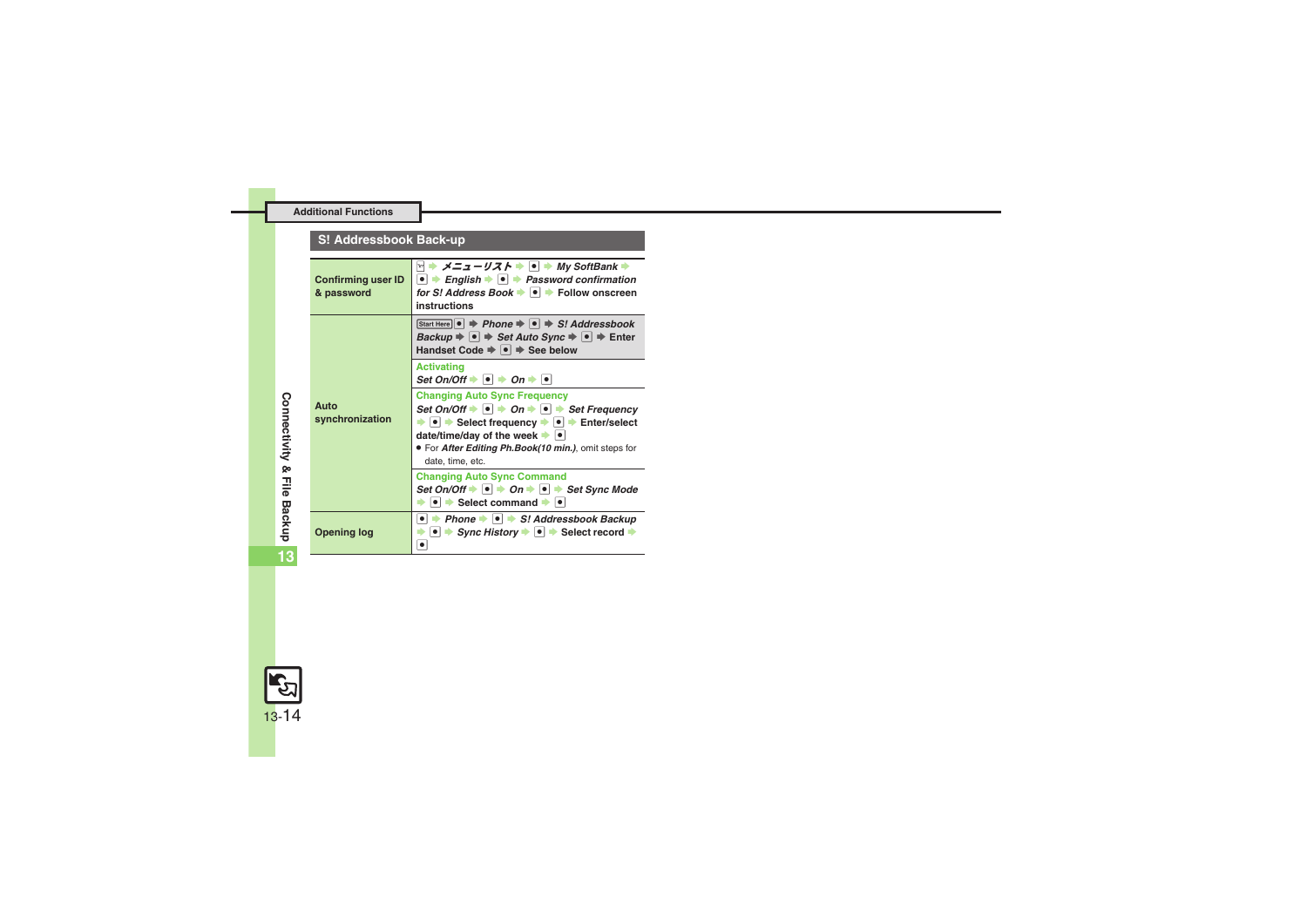## Additional Functions

### S! Addressbook Back-up

| | |
|---|---|
| **Confirming user ID & password** | ✉ ➡ ***メニューリスト*** ➡ ● ➡ ***My SoftBank*** ➡ ● ➡ ***English*** ➡ ● ➡ ***Password confirmation for S! Address Book*** ➡ ● ➡ **Follow onscreen instructions** |
| **Auto synchronization** | Start Here ● ➡ ***Phone*** ➡ ● ➡ ***S! Addressbook Backup*** ➡ ● ➡ ***Set Auto Sync*** ➡ ● ➡ **Enter Handset Code** ➡ ● ➡ **See below** |
| | **Activating**<br>***Set On/Off*** ➡ ● ➡ ***On*** ➡ ● |
| | **Changing Auto Sync Frequency**<br>***Set On/Off*** ➡ ● ➡ ***On*** ➡ ● ➡ ***Set Frequency*** ➡ ● ➡ **Select frequency** ➡ ● ➡ **Enter/select date/time/day of the week** ➡ ●<br>● For ***After Editing Ph.Book(10 min.)***, omit steps for date, time, etc. |
| | **Changing Auto Sync Command**<br>***Set On/Off*** ➡ ● ➡ ***On*** ➡ ● ➡ ***Set Sync Mode*** ➡ ● ➡ **Select command** ➡ ● |
| **Opening log** | ● ➡ ***Phone*** ➡ ● ➡ ***S! Addressbook Backup*** ➡ ● ➡ ***Sync History*** ➡ ● ➡ **Select record** ➡ ● |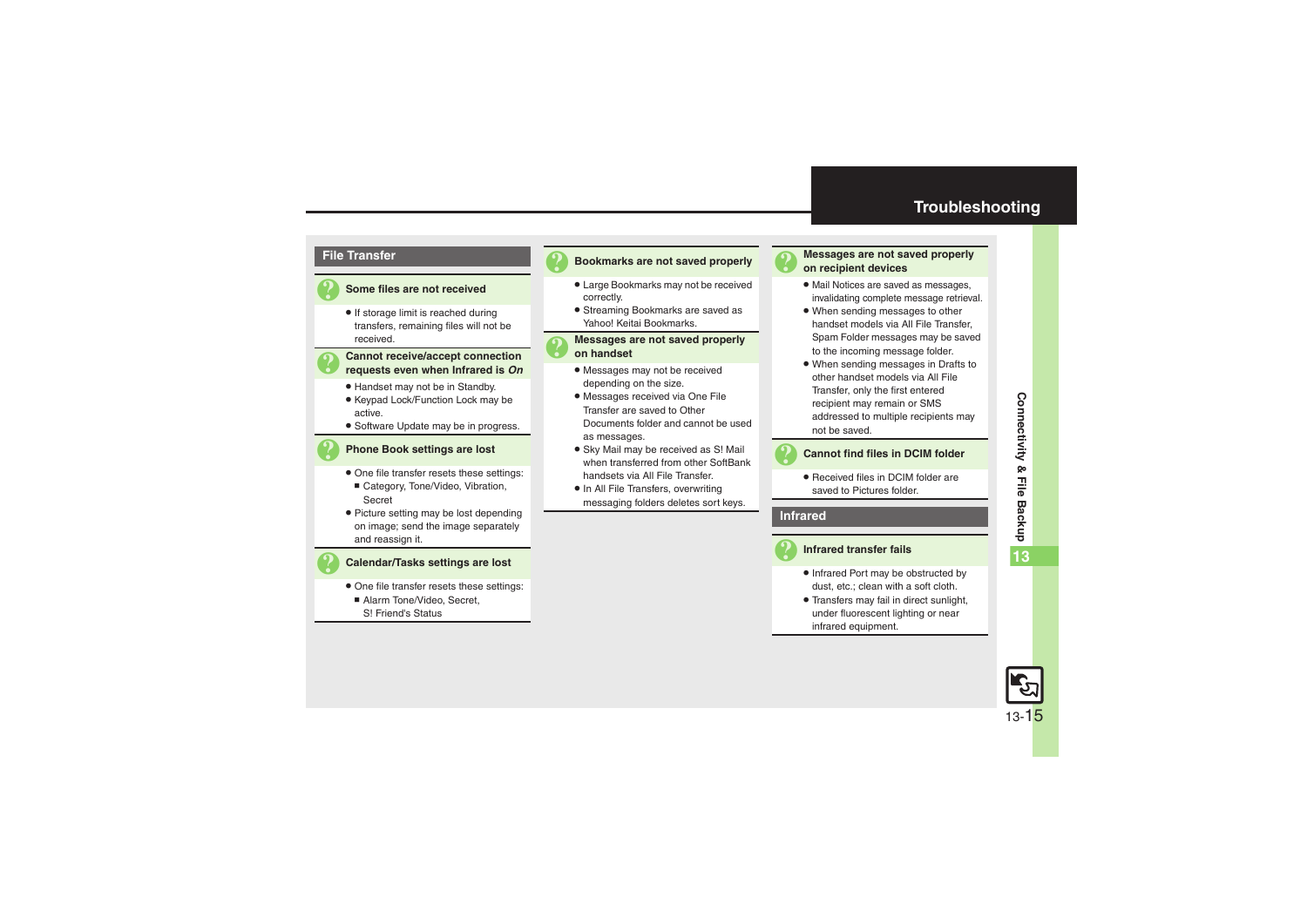# Troubleshooting

## File Transfer

### Some files are not received

- If storage limit is reached during transfers, remaining files will not be received.

### Cannot receive/accept connection requests even when Infrared is *On*

- Handset may not be in Standby.
- Keypad Lock/Function Lock may be active.
- Software Update may be in progress.

### Phone Book settings are lost

- One file transfer resets these settings:
  - Category, Tone/Video, Vibration, Secret
- Picture setting may be lost depending on image; send the image separately and reassign it.

### Calendar/Tasks settings are lost

- One file transfer resets these settings:
  - Alarm Tone/Video, Secret, S! Friend's Status

### Bookmarks are not saved properly

- Large Bookmarks may not be received correctly.
- Streaming Bookmarks are saved as Yahoo! Keitai Bookmarks.

### Messages are not saved properly on handset

- Messages may not be received depending on the size.
- Messages received via One File Transfer are saved to Other Documents folder and cannot be used as messages.
- Sky Mail may be received as S! Mail when transferred from other SoftBank handsets via All File Transfer.
- In All File Transfers, overwriting messaging folders deletes sort keys.

### Messages are not saved properly on recipient devices

- Mail Notices are saved as messages, invalidating complete message retrieval.
- When sending messages to other handset models via All File Transfer, Spam Folder messages may be saved to the incoming message folder.
- When sending messages in Drafts to other handset models via All File Transfer, only the first entered recipient may remain or SMS addressed to multiple recipients may not be saved.

### Cannot find files in DCIM folder

- Received files in DCIM folder are saved to Pictures folder.

## Infrared

### Infrared transfer fails

- Infrared Port may be obstructed by dust, etc.; clean with a soft cloth.
- Transfers may fail in direct sunlight, under fluorescent lighting or near infrared equipment.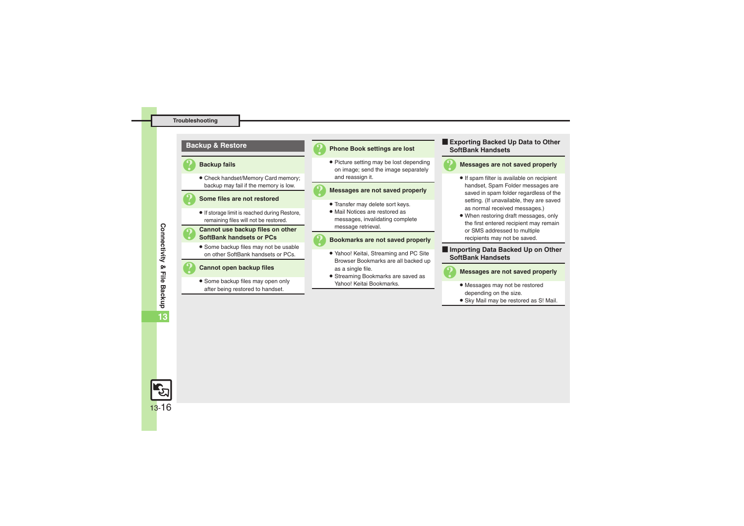## Backup & Restore

### Backup fails

- Check handset/Memory Card memory; backup may fail if the memory is low.

### Some files are not restored

- If storage limit is reached during Restore, remaining files will not be restored.

### Cannot use backup files on other SoftBank handsets or PCs

- Some backup files may not be usable on other SoftBank handsets or PCs.

### Cannot open backup files

- Some backup files may open only after being restored to handset.

### Phone Book settings are lost

- Picture setting may be lost depending on image; send the image separately and reassign it.

### Messages are not saved properly

- Transfer may delete sort keys.
- Mail Notices are restored as messages, invalidating complete message retrieval.

### Bookmarks are not saved properly

- Yahoo! Keitai, Streaming and PC Site Browser Bookmarks are all backed up as a single file.
- Streaming Bookmarks are saved as Yahoo! Keitai Bookmarks.

## Exporting Backed Up Data to Other SoftBank Handsets

### Messages are not saved properly

- If spam filter is available on recipient handset, Spam Folder messages are saved in spam folder regardless of the setting. (If unavailable, they are saved as normal received messages.)
- When restoring draft messages, only the first entered recipient may remain or SMS addressed to multiple recipients may not be saved.

## Importing Data Backed Up on Other SoftBank Handsets

### Messages are not saved properly

- Messages may not be restored depending on the size.
- Sky Mail may be restored as S! Mail.